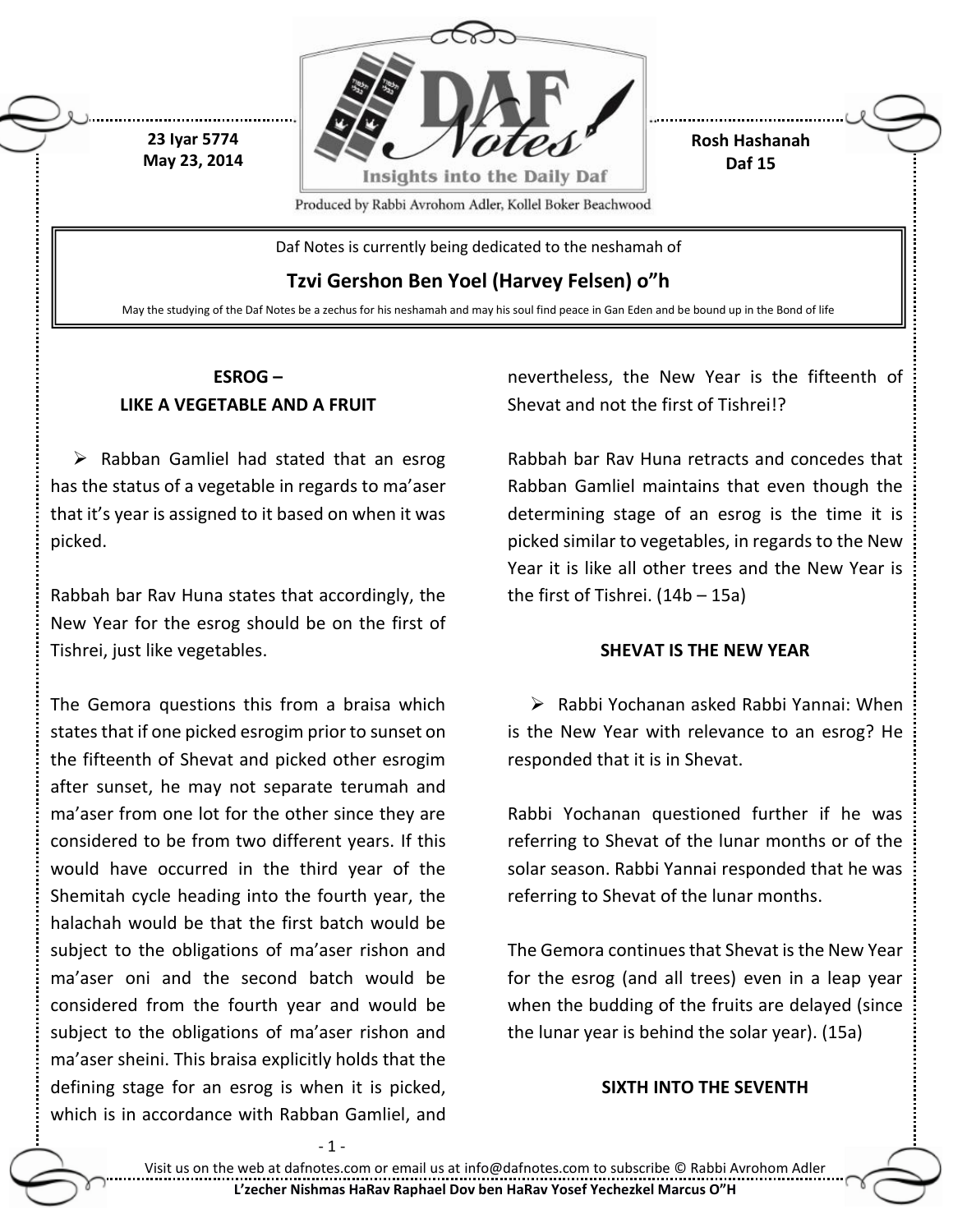23 Iyar 5774
May 23, 2014

Rosh Hashanah
Daf 15

Produced by Rabbi Avrohom Adler, Kollel Boker Beachwood

Daf Notes is currently being dedicated to the neshamah of

**Tzvi Gershon Ben Yoel (Harvey Felsen) o"h**

May the studying of the Daf Notes be a zechus for his neshamah and may his soul find peace in Gan Eden and be bound up in the Bond of life

## ESROG – LIKE A VEGETABLE AND A FRUIT

➢ Rabban Gamliel had stated that an esrog has the status of a vegetable in regards to ma'aser that it's year is assigned to it based on when it was picked.

Rabbah bar Rav Huna states that accordingly, the New Year for the esrog should be on the first of Tishrei, just like vegetables.

The Gemora questions this from a braisa which states that if one picked esrogim prior to sunset on the fifteenth of Shevat and picked other esrogim after sunset, he may not separate terumah and ma'aser from one lot for the other since they are considered to be from two different years. If this would have occurred in the third year of the Shemitah cycle heading into the fourth year, the halachah would be that the first batch would be subject to the obligations of ma'aser rishon and ma'aser oni and the second batch would be considered from the fourth year and would be subject to the obligations of ma'aser rishon and ma'aser sheini. This braisa explicitly holds that the defining stage for an esrog is when it is picked, which is in accordance with Rabban Gamliel, and nevertheless, the New Year is the fifteenth of Shevat and not the first of Tishrei!?

Rabbah bar Rav Huna retracts and concedes that Rabban Gamliel maintains that even though the determining stage of an esrog is the time it is picked similar to vegetables, in regards to the New Year it is like all other trees and the New Year is the first of Tishrei. (14b – 15a)

## SHEVAT IS THE NEW YEAR

➢ Rabbi Yochanan asked Rabbi Yannai: When is the New Year with relevance to an esrog? He responded that it is in Shevat.

Rabbi Yochanan questioned further if he was referring to Shevat of the lunar months or of the solar season. Rabbi Yannai responded that he was referring to Shevat of the lunar months.

The Gemora continues that Shevat is the New Year for the esrog (and all trees) even in a leap year when the budding of the fruits are delayed (since the lunar year is behind the solar year). (15a)

## SIXTH INTO THE SEVENTH

Visit us on the web at dafnotes.com or email us at info@dafnotes.com to subscribe © Rabbi Avrohom Adler

**L'zecher Nishmas HaRav Raphael Dov ben HaRav Yosef Yechezkel Marcus O"H**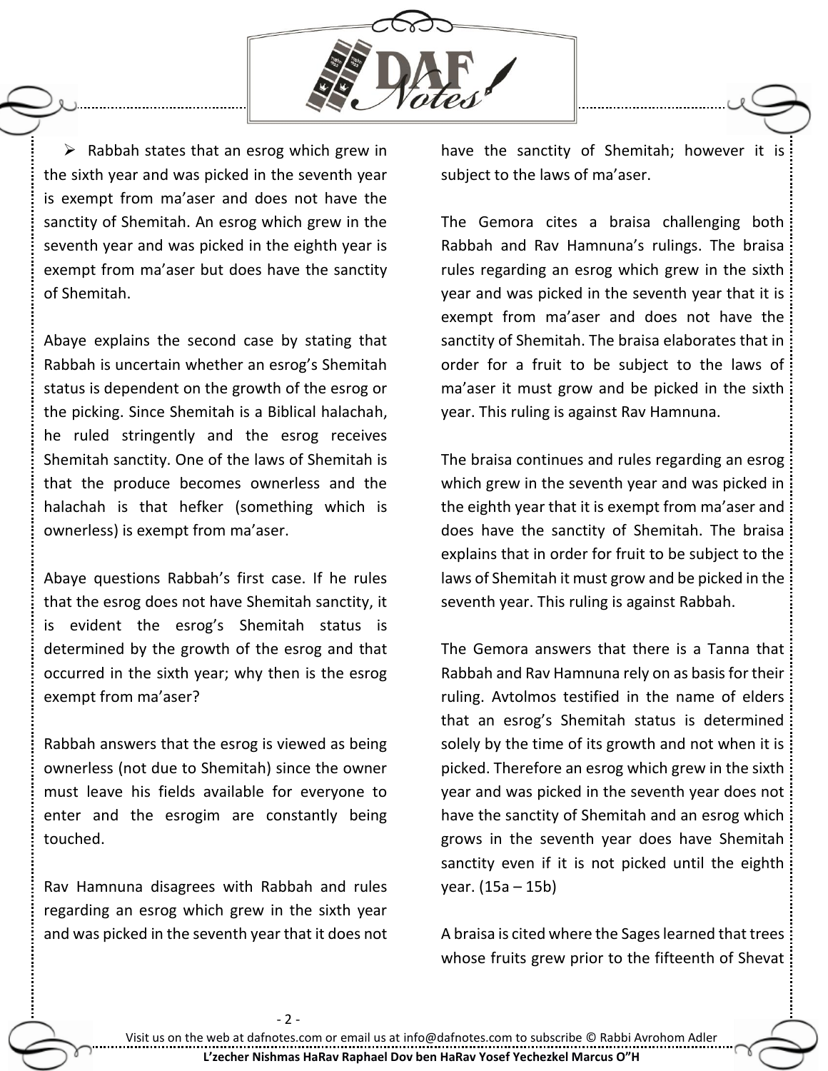- Rabbah states that an esrog which grew in the sixth year and was picked in the seventh year is exempt from ma'aser and does not have the sanctity of Shemitah. An esrog which grew in the seventh year and was picked in the eighth year is exempt from ma'aser but does have the sanctity of Shemitah.

Abaye explains the second case by stating that Rabbah is uncertain whether an esrog's Shemitah status is dependent on the growth of the esrog or the picking. Since Shemitah is a Biblical halachah, he ruled stringently and the esrog receives Shemitah sanctity. One of the laws of Shemitah is that the produce becomes ownerless and the halachah is that hefker (something which is ownerless) is exempt from ma'aser.

Abaye questions Rabbah's first case. If he rules that the esrog does not have Shemitah sanctity, it is evident the esrog's Shemitah status is determined by the growth of the esrog and that occurred in the sixth year; why then is the esrog exempt from ma'aser?

Rabbah answers that the esrog is viewed as being ownerless (not due to Shemitah) since the owner must leave his fields available for everyone to enter and the esrogim are constantly being touched.

Rav Hamnuna disagrees with Rabbah and rules regarding an esrog which grew in the sixth year and was picked in the seventh year that it does not have the sanctity of Shemitah; however it is subject to the laws of ma'aser.

The Gemora cites a braisa challenging both Rabbah and Rav Hamnuna's rulings. The braisa rules regarding an esrog which grew in the sixth year and was picked in the seventh year that it is exempt from ma'aser and does not have the sanctity of Shemitah. The braisa elaborates that in order for a fruit to be subject to the laws of ma'aser it must grow and be picked in the sixth year. This ruling is against Rav Hamnuna.

The braisa continues and rules regarding an esrog which grew in the seventh year and was picked in the eighth year that it is exempt from ma'aser and does have the sanctity of Shemitah. The braisa explains that in order for fruit to be subject to the laws of Shemitah it must grow and be picked in the seventh year. This ruling is against Rabbah.

The Gemora answers that there is a Tanna that Rabbah and Rav Hamnuna rely on as basis for their ruling. Avtolmos testified in the name of elders that an esrog's Shemitah status is determined solely by the time of its growth and not when it is picked. Therefore an esrog which grew in the sixth year and was picked in the seventh year does not have the sanctity of Shemitah and an esrog which grows in the seventh year does have Shemitah sanctity even if it is not picked until the eighth year. (15a – 15b)

A braisa is cited where the Sages learned that trees whose fruits grew prior to the fifteenth of Shevat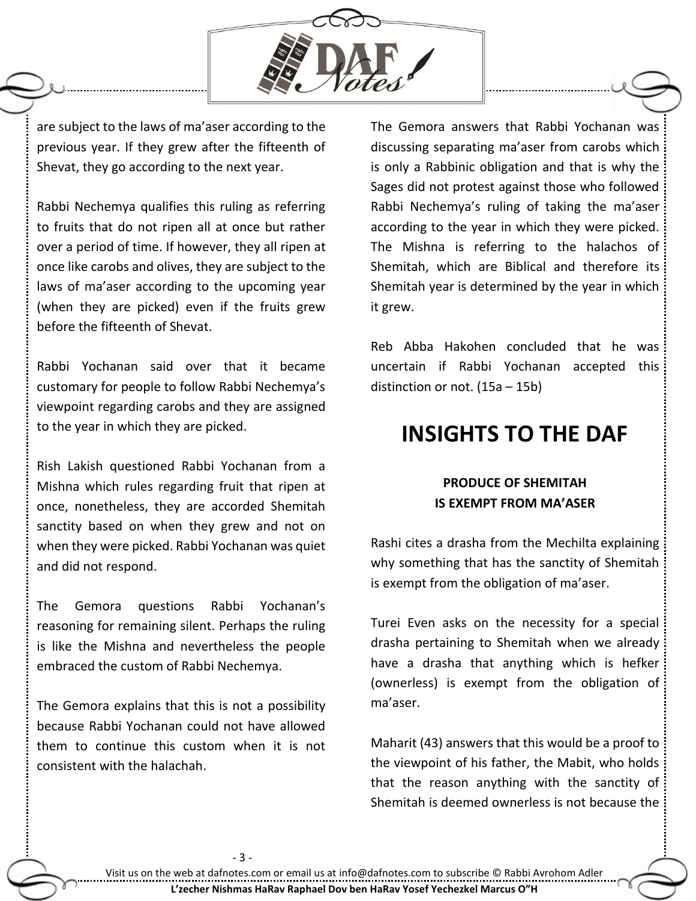are subject to the laws of ma'aser according to the previous year. If they grew after the fifteenth of Shevat, they go according to the next year.

Rabbi Nechemya qualifies this ruling as referring to fruits that do not ripen all at once but rather over a period of time. If however, they all ripen at once like carobs and olives, they are subject to the laws of ma'aser according to the upcoming year (when they are picked) even if the fruits grew before the fifteenth of Shevat.

Rabbi Yochanan said over that it became customary for people to follow Rabbi Nechemya's viewpoint regarding carobs and they are assigned to the year in which they are picked.

Rish Lakish questioned Rabbi Yochanan from a Mishna which rules regarding fruit that ripen at once, nonetheless, they are accorded Shemitah sanctity based on when they grew and not on when they were picked. Rabbi Yochanan was quiet and did not respond.

The Gemora questions Rabbi Yochanan's reasoning for remaining silent. Perhaps the ruling is like the Mishna and nevertheless the people embraced the custom of Rabbi Nechemya.

The Gemora explains that this is not a possibility because Rabbi Yochanan could not have allowed them to continue this custom when it is not consistent with the halachah.

The Gemora answers that Rabbi Yochanan was discussing separating ma'aser from carobs which is only a Rabbinic obligation and that is why the Sages did not protest against those who followed Rabbi Nechemya's ruling of taking the ma'aser according to the year in which they were picked. The Mishna is referring to the halachos of Shemitah, which are Biblical and therefore its Shemitah year is determined by the year in which it grew.

Reb Abba Hakohen concluded that he was uncertain if Rabbi Yochanan accepted this distinction or not. (15a – 15b)

# INSIGHTS TO THE DAF

### PRODUCE OF SHEMITAH IS EXEMPT FROM MA'ASER

Rashi cites a drasha from the Mechilta explaining why something that has the sanctity of Shemitah is exempt from the obligation of ma'aser.

Turei Even asks on the necessity for a special drasha pertaining to Shemitah when we already have a drasha that anything which is hefker (ownerless) is exempt from the obligation of ma'aser.

Maharit (43) answers that this would be a proof to the viewpoint of his father, the Mabit, who holds that the reason anything with the sanctity of Shemitah is deemed ownerless is not because the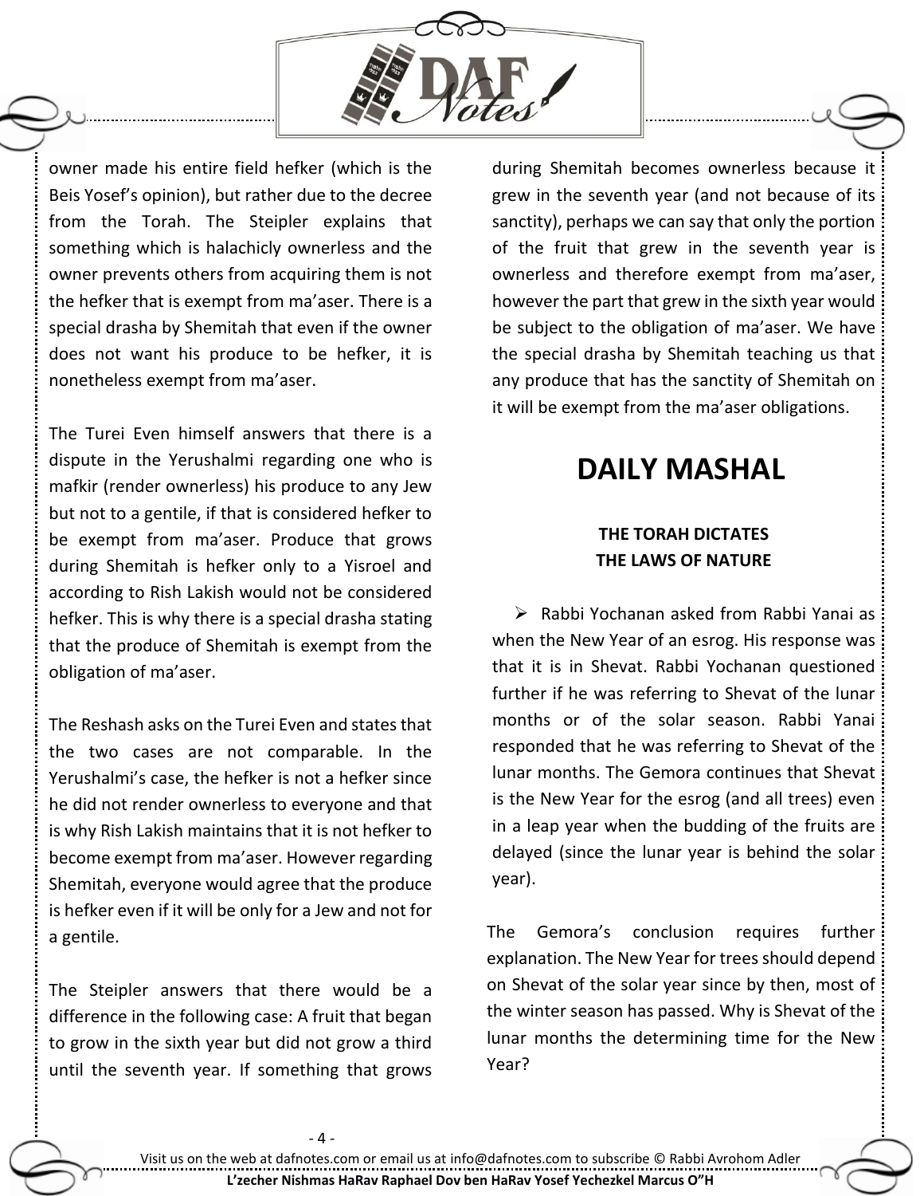owner made his entire field hefker (which is the Beis Yosef's opinion), but rather due to the decree from the Torah. The Steipler explains that something which is halachicly ownerless and the owner prevents others from acquiring them is not the hefker that is exempt from ma'aser. There is a special drasha by Shemitah that even if the owner does not want his produce to be hefker, it is nonetheless exempt from ma'aser.

The Turei Even himself answers that there is a dispute in the Yerushalmi regarding one who is mafkir (render ownerless) his produce to any Jew but not to a gentile, if that is considered hefker to be exempt from ma'aser. Produce that grows during Shemitah is hefker only to a Yisroel and according to Rish Lakish would not be considered hefker. This is why there is a special drasha stating that the produce of Shemitah is exempt from the obligation of ma'aser.

The Reshash asks on the Turei Even and states that the two cases are not comparable. In the Yerushalmi's case, the hefker is not a hefker since he did not render ownerless to everyone and that is why Rish Lakish maintains that it is not hefker to become exempt from ma'aser. However regarding Shemitah, everyone would agree that the produce is hefker even if it will be only for a Jew and not for a gentile.

The Steipler answers that there would be a difference in the following case: A fruit that began to grow in the sixth year but did not grow a third until the seventh year. If something that grows during Shemitah becomes ownerless because it grew in the seventh year (and not because of its sanctity), perhaps we can say that only the portion of the fruit that grew in the seventh year is ownerless and therefore exempt from ma'aser, however the part that grew in the sixth year would be subject to the obligation of ma'aser. We have the special drasha by Shemitah teaching us that any produce that has the sanctity of Shemitah on it will be exempt from the ma'aser obligations.

# DAILY MASHAL

### THE TORAH DICTATES THE LAWS OF NATURE

- Rabbi Yochanan asked from Rabbi Yanai as when the New Year of an esrog. His response was that it is in Shevat. Rabbi Yochanan questioned further if he was referring to Shevat of the lunar months or of the solar season. Rabbi Yanai responded that he was referring to Shevat of the lunar months. The Gemora continues that Shevat is the New Year for the esrog (and all trees) even in a leap year when the budding of the fruits are delayed (since the lunar year is behind the solar year).

The Gemora's conclusion requires further explanation. The New Year for trees should depend on Shevat of the solar year since by then, most of the winter season has passed. Why is Shevat of the lunar months the determining time for the New Year?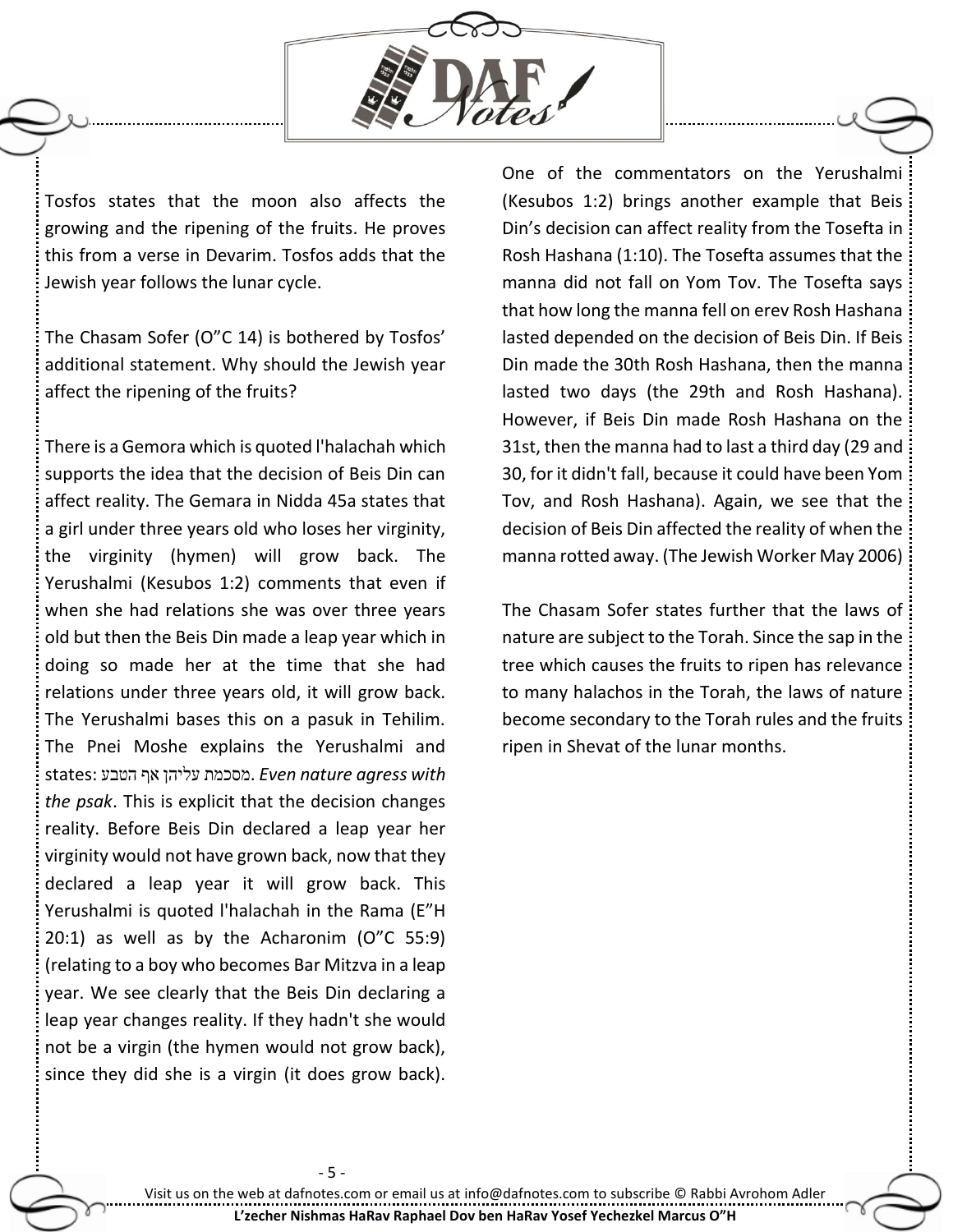Tosfos states that the moon also affects the growing and the ripening of the fruits. He proves this from a verse in Devarim. Tosfos adds that the Jewish year follows the lunar cycle.

The Chasam Sofer (O"C 14) is bothered by Tosfos' additional statement. Why should the Jewish year affect the ripening of the fruits?

There is a Gemora which is quoted l'halachah which supports the idea that the decision of Beis Din can affect reality. The Gemara in Nidda 45a states that a girl under three years old who loses her virginity, the virginity (hymen) will grow back. The Yerushalmi (Kesubos 1:2) comments that even if when she had relations she was over three years old but then the Beis Din made a leap year which in doing so made her at the time that she had relations under three years old, it will grow back. The Yerushalmi bases this on a pasuk in Tehilim. The Pnei Moshe explains the Yerushalmi and states: מסכמת עליהן אף הטבע. *Even nature agress with the psak*. This is explicit that the decision changes reality. Before Beis Din declared a leap year her virginity would not have grown back, now that they declared a leap year it will grow back. This Yerushalmi is quoted l'halachah in the Rama (E"H 20:1) as well as by the Acharonim (O"C 55:9) (relating to a boy who becomes Bar Mitzva in a leap year. We see clearly that the Beis Din declaring a leap year changes reality. If they hadn't she would not be a virgin (the hymen would not grow back), since they did she is a virgin (it does grow back).

One of the commentators on the Yerushalmi (Kesubos 1:2) brings another example that Beis Din's decision can affect reality from the Tosefta in Rosh Hashana (1:10). The Tosefta assumes that the manna did not fall on Yom Tov. The Tosefta says that how long the manna fell on erev Rosh Hashana lasted depended on the decision of Beis Din. If Beis Din made the 30th Rosh Hashana, then the manna lasted two days (the 29th and Rosh Hashana). However, if Beis Din made Rosh Hashana on the 31st, then the manna had to last a third day (29 and 30, for it didn't fall, because it could have been Yom Tov, and Rosh Hashana). Again, we see that the decision of Beis Din affected the reality of when the manna rotted away. (The Jewish Worker May 2006)

The Chasam Sofer states further that the laws of nature are subject to the Torah. Since the sap in the tree which causes the fruits to ripen has relevance to many halachos in the Torah, the laws of nature become secondary to the Torah rules and the fruits ripen in Shevat of the lunar months.

Visit us on the web at dafnotes.com or email us at info@dafnotes.com to subscribe © Rabbi Avrohom Adler

**L'zecher Nishmas HaRav Raphael Dov ben HaRav Yosef Yechezkel Marcus O"H**